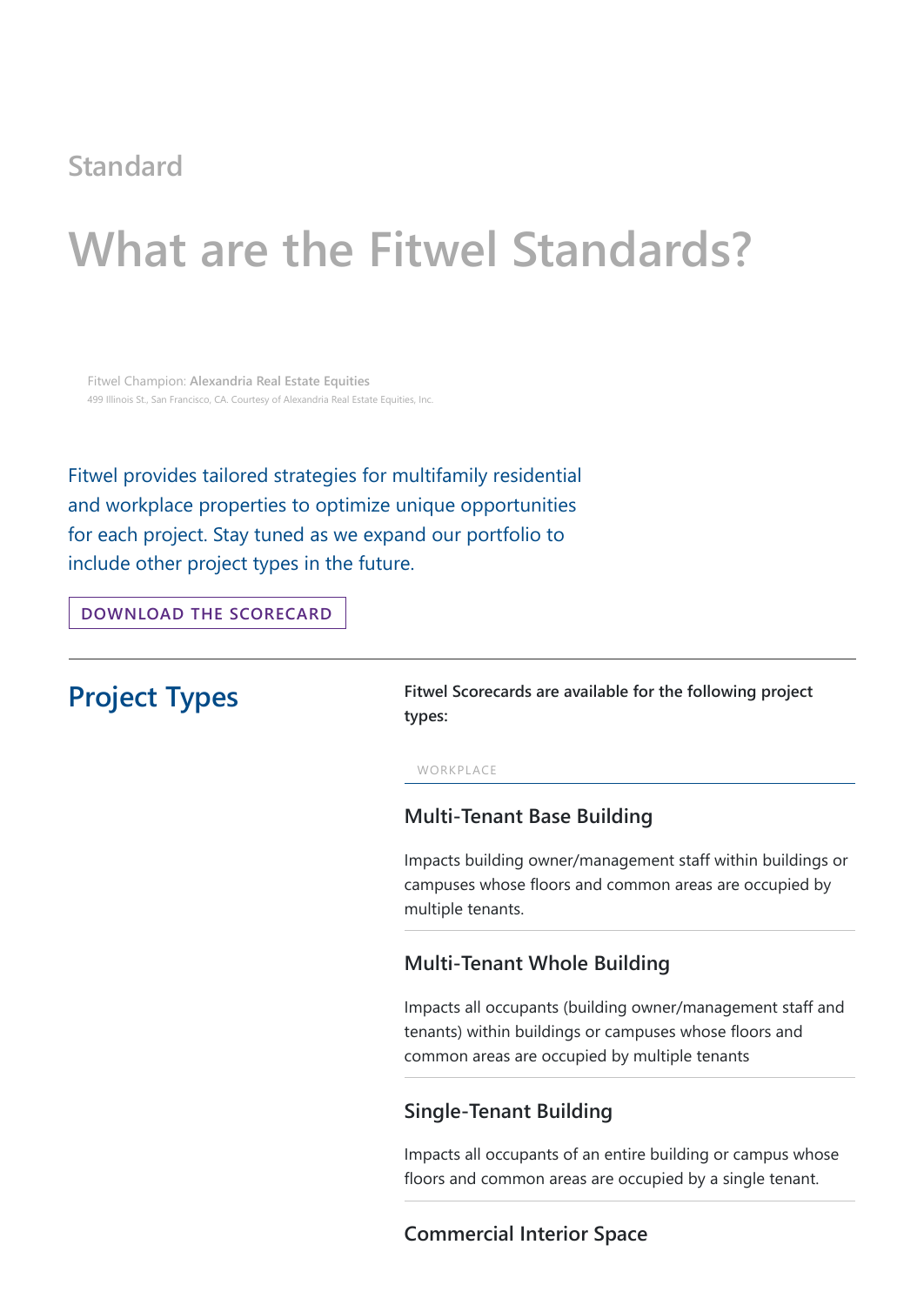Standard

# What are the Fitwel Standards?

Fitwel Champion: **Alexandria Real Estate Equities**
499 Illinois St., San Francisco, CA. Courtesy of Alexandria Real Estate Equities, Inc.

Fitwel provides tailored strategies for multifamily residential and workplace properties to optimize unique opportunities for each project. Stay tuned as we expand our portfolio to include other project types in the future.

DOWNLOAD THE SCORECARD

## Project Types

**Fitwel Scorecards are available for the following project types:**

WORKPLACE

### Multi-Tenant Base Building

Impacts building owner/management staff within buildings or campuses whose floors and common areas are occupied by multiple tenants.

### Multi-Tenant Whole Building

Impacts all occupants (building owner/management staff and tenants) within buildings or campuses whose floors and common areas are occupied by multiple tenants

### Single-Tenant Building

Impacts all occupants of an entire building or campus whose floors and common areas are occupied by a single tenant.

### Commercial Interior Space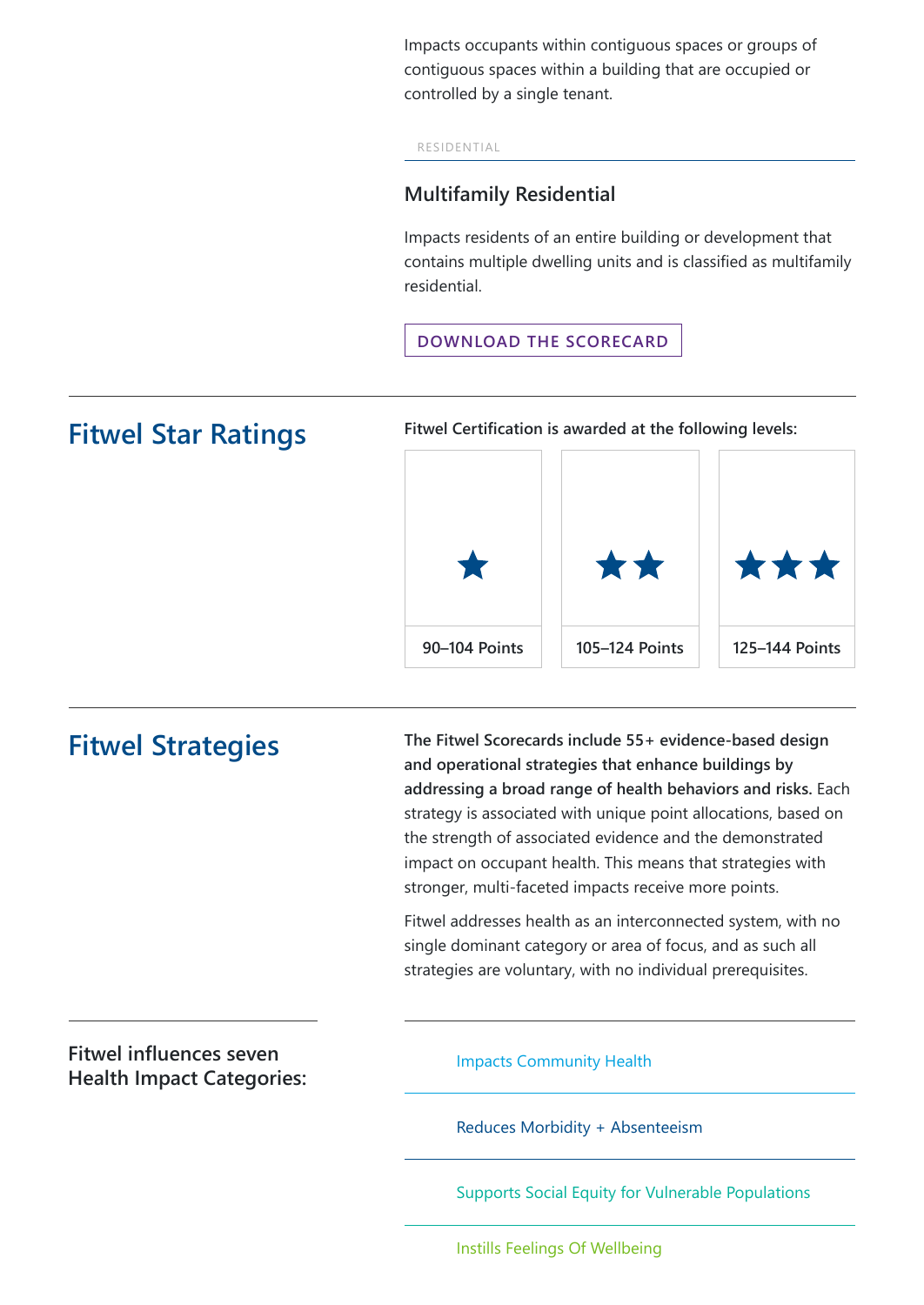Impacts occupants within contiguous spaces or groups of contiguous spaces within a building that are occupied or controlled by a single tenant.

RESIDENTIAL

### Multifamily Residential

Impacts residents of an entire building or development that contains multiple dwelling units and is classified as multifamily residential.

DOWNLOAD THE SCORECARD

## Fitwel Star Ratings

**Fitwel Certification is awarded at the following levels:**

| ★ | ★★ | ★★★ |
|---|---|---|
| 90–104 Points | 105–124 Points | 125–144 Points |

## Fitwel Strategies

**The Fitwel Scorecards include 55+ evidence-based design and operational strategies that enhance buildings by addressing a broad range of health behaviors and risks.** Each strategy is associated with unique point allocations, based on the strength of associated evidence and the demonstrated impact on occupant health. This means that strategies with stronger, multi-faceted impacts receive more points.

Fitwel addresses health as an interconnected system, with no single dominant category or area of focus, and as such all strategies are voluntary, with no individual prerequisites.

### Fitwel influences seven Health Impact Categories:

- Impacts Community Health
- Reduces Morbidity + Absenteeism
- Supports Social Equity for Vulnerable Populations
- Instills Feelings Of Wellbeing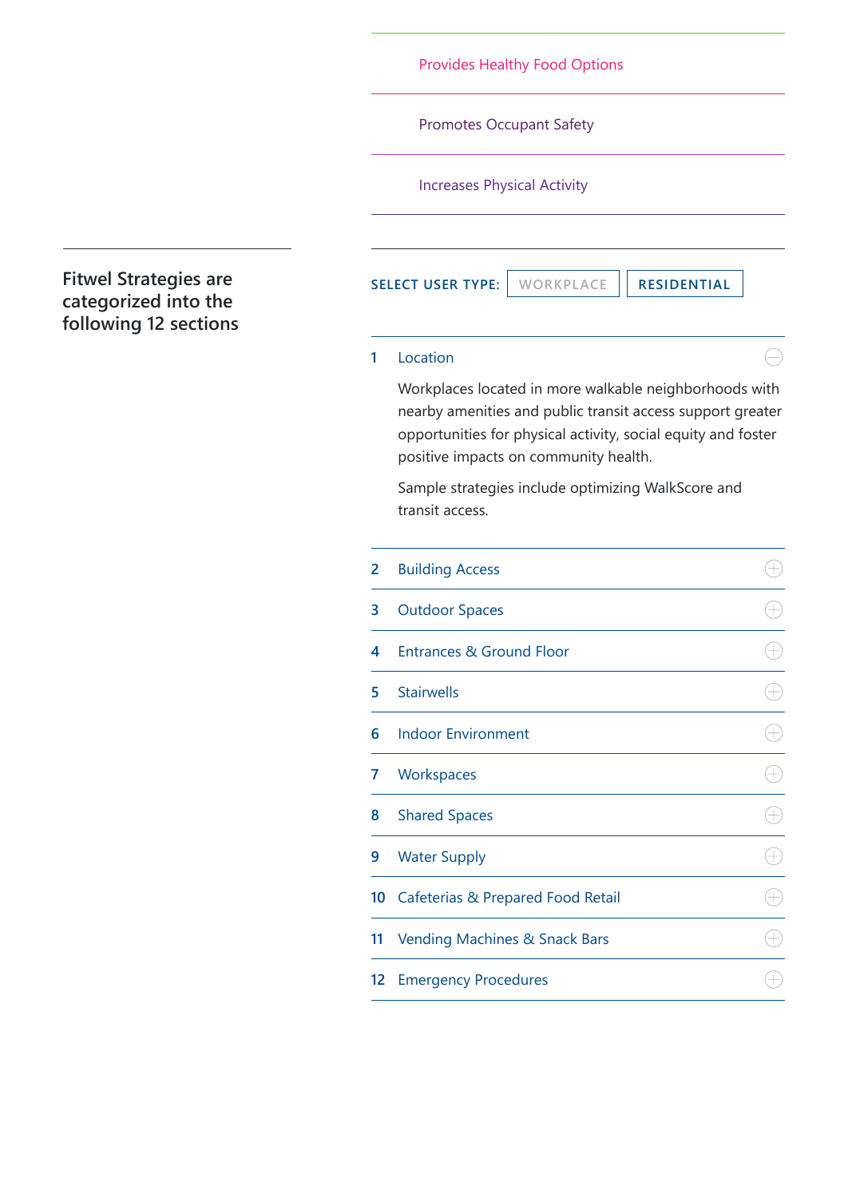Provides Healthy Food Options

Promotes Occupant Safety

Increases Physical Activity

## Fitwel Strategies are categorized into the following 12 sections

SELECT USER TYPE: WORKPLACE RESIDENTIAL

1 Location

Workplaces located in more walkable neighborhoods with nearby amenities and public transit access support greater opportunities for physical activity, social equity and foster positive impacts on community health.

Sample strategies include optimizing WalkScore and transit access.

2 Building Access

3 Outdoor Spaces

4 Entrances & Ground Floor

5 Stairwells

6 Indoor Environment

7 Workspaces

8 Shared Spaces

9 Water Supply

10 Cafeterias & Prepared Food Retail

11 Vending Machines & Snack Bars

12 Emergency Procedures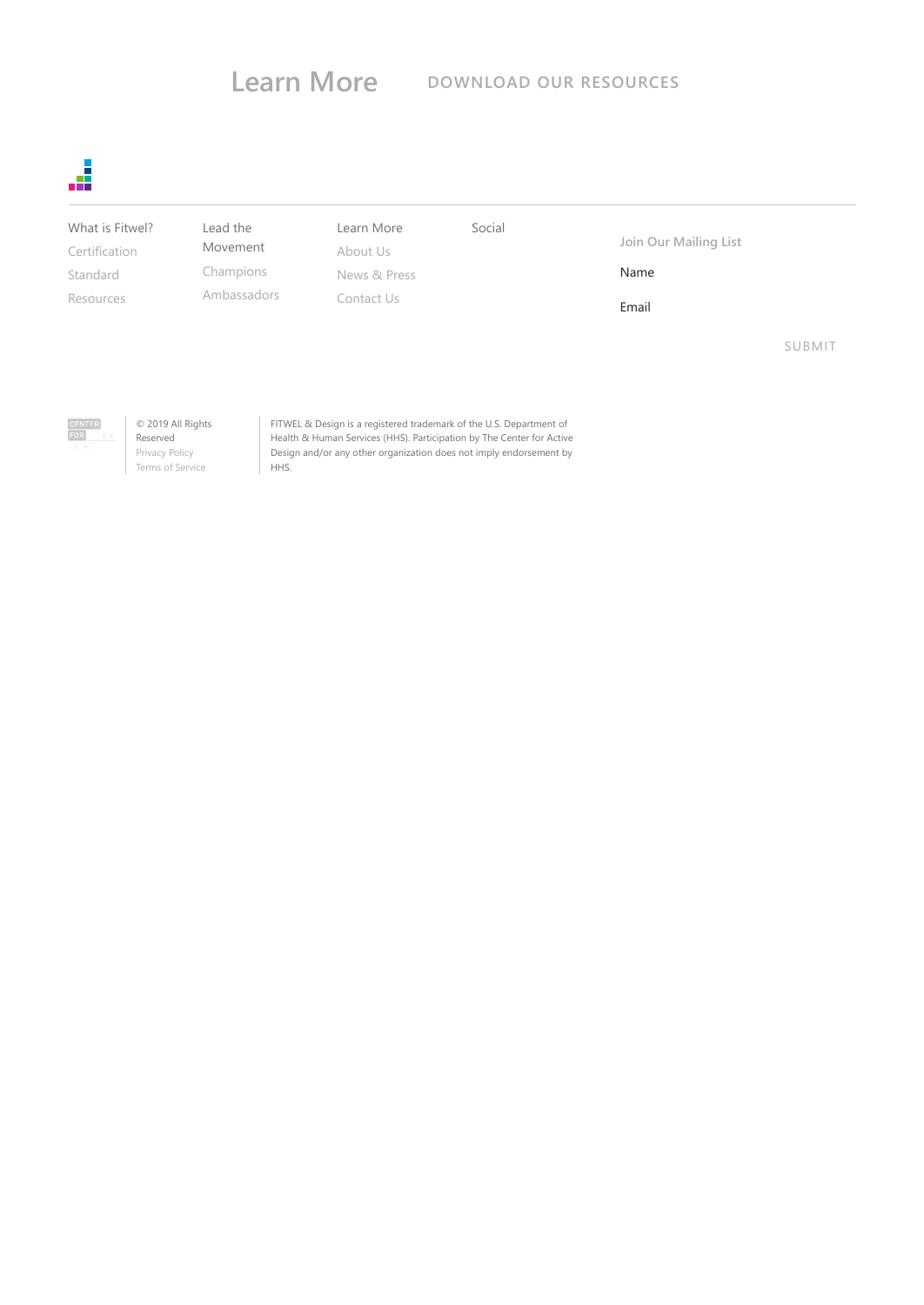## Learn More

DOWNLOAD OUR RESOURCES

What is Fitwel?
- Certification
- Standard
- Resources

Lead the Movement
- Champions
- Ambassadors

Learn More
- About Us
- News & Press
- Contact Us

Social

Join Our Mailing List

Name

Email

SUBMIT

© 2019 All Rights Reserved
Privacy Policy
Terms of Service

FITWEL & Design is a registered trademark of the U.S. Department of Health & Human Services (HHS). Participation by The Center for Active Design and/or any other organization does not imply endorsement by HHS.